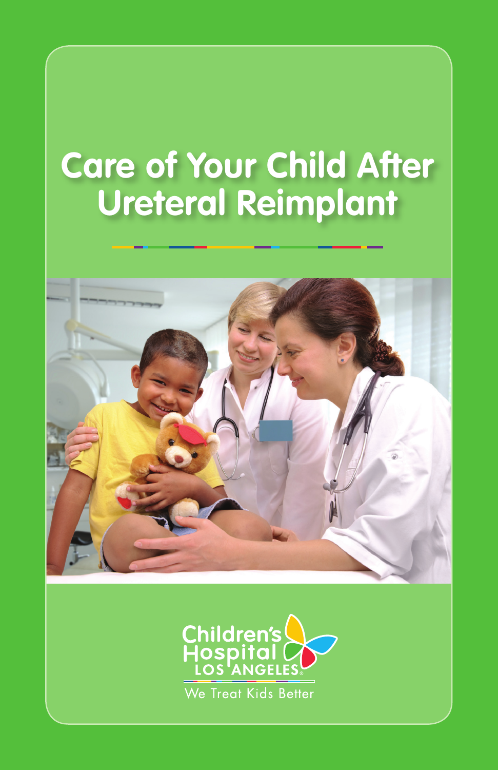# Care of Your Child After Ureteral Reimplant

Children's Hospital LOS ANGELES

We Treat Kids Better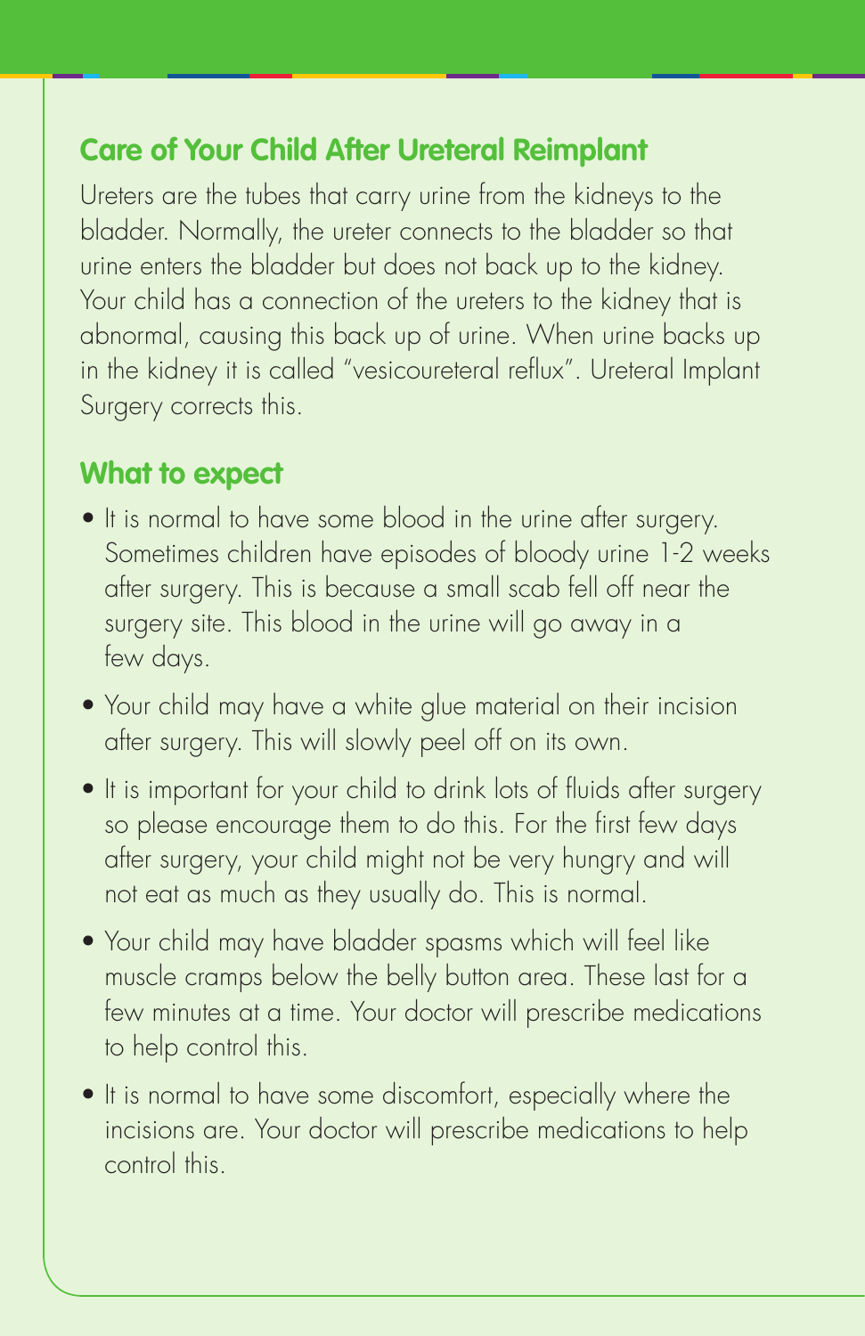## Care of Your Child After Ureteral Reimplant

Ureters are the tubes that carry urine from the kidneys to the bladder. Normally, the ureter connects to the bladder so that urine enters the bladder but does not back up to the kidney. Your child has a connection of the ureters to the kidney that is abnormal, causing this back up of urine. When urine backs up in the kidney it is called "vesicoureteral reflux". Ureteral Implant Surgery corrects this.

## What to expect

- It is normal to have some blood in the urine after surgery. Sometimes children have episodes of bloody urine 1-2 weeks after surgery. This is because a small scab fell off near the surgery site. This blood in the urine will go away in a few days.
- Your child may have a white glue material on their incision after surgery. This will slowly peel off on its own.
- It is important for your child to drink lots of fluids after surgery so please encourage them to do this. For the first few days after surgery, your child might not be very hungry and will not eat as much as they usually do. This is normal.
- Your child may have bladder spasms which will feel like muscle cramps below the belly button area. These last for a few minutes at a time. Your doctor will prescribe medications to help control this.
- It is normal to have some discomfort, especially where the incisions are. Your doctor will prescribe medications to help control this.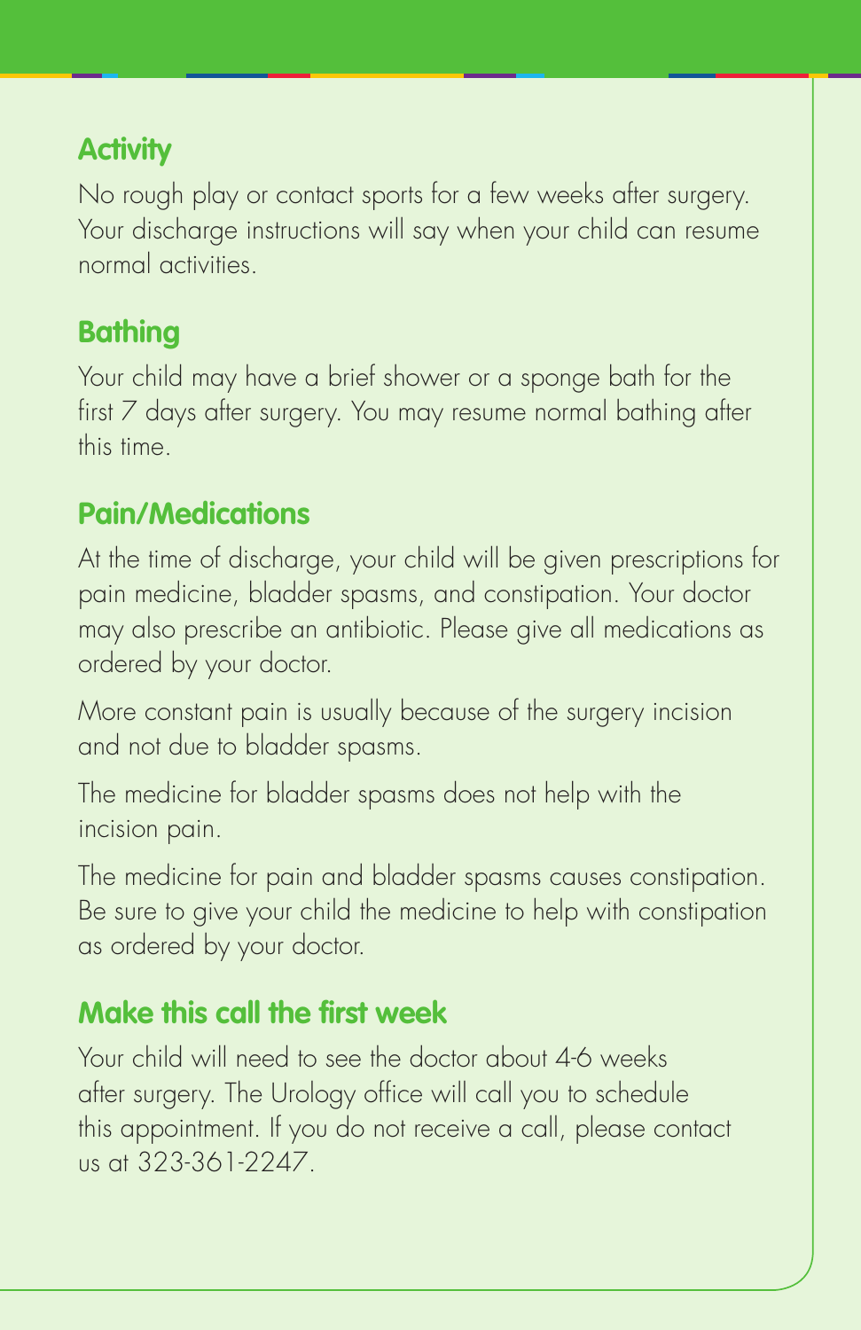## Activity

No rough play or contact sports for a few weeks after surgery. Your discharge instructions will say when your child can resume normal activities.

## Bathing

Your child may have a brief shower or a sponge bath for the first 7 days after surgery. You may resume normal bathing after this time.

## Pain/Medications

At the time of discharge, your child will be given prescriptions for pain medicine, bladder spasms, and constipation. Your doctor may also prescribe an antibiotic. Please give all medications as ordered by your doctor.

More constant pain is usually because of the surgery incision and not due to bladder spasms.

The medicine for bladder spasms does not help with the incision pain.

The medicine for pain and bladder spasms causes constipation. Be sure to give your child the medicine to help with constipation as ordered by your doctor.

## Make this call the first week

Your child will need to see the doctor about 4-6 weeks after surgery. The Urology office will call you to schedule this appointment. If you do not receive a call, please contact us at 323-361-2247.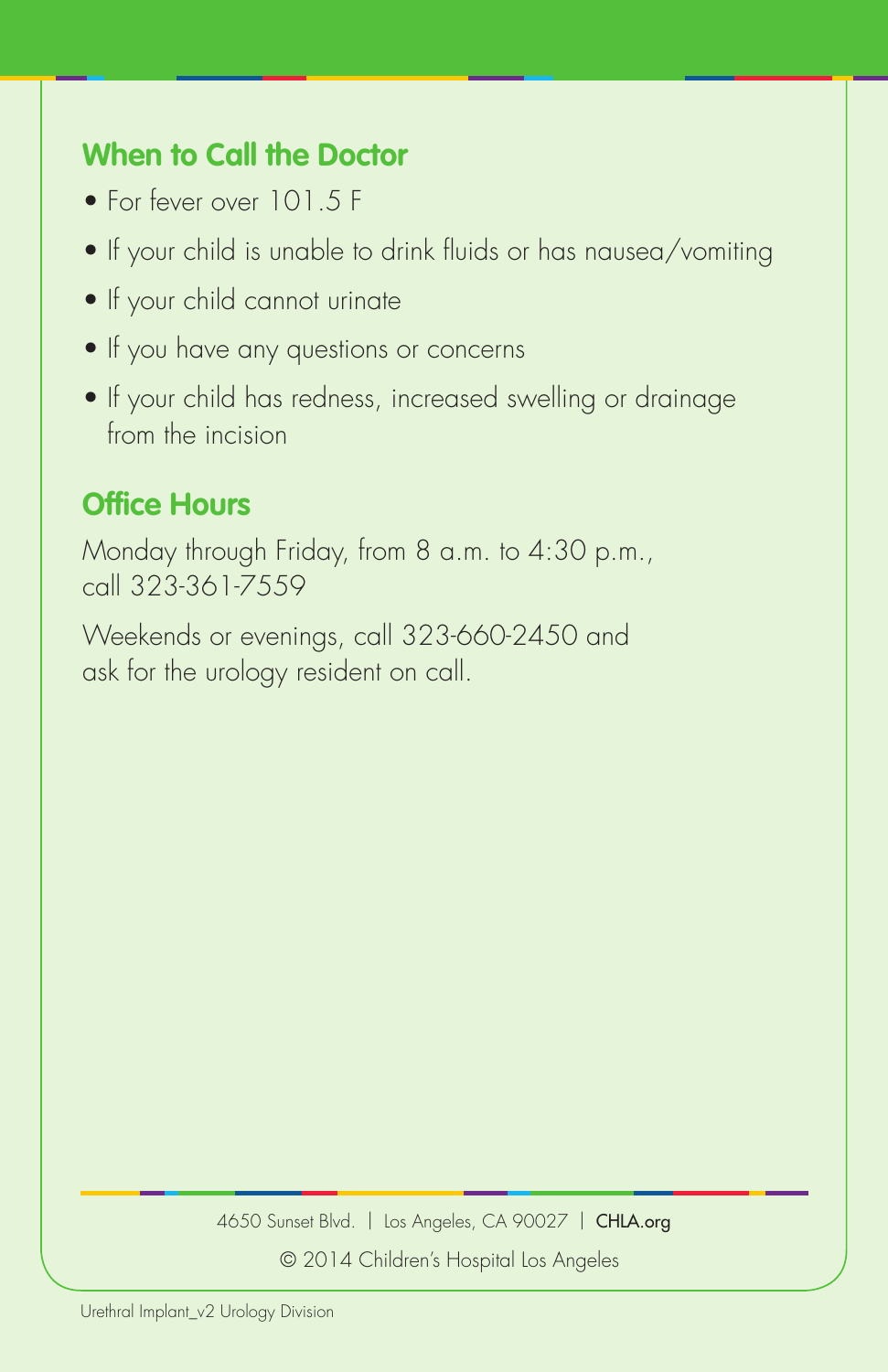## When to Call the Doctor

- For fever over 101.5 F
- If your child is unable to drink fluids or has nausea/vomiting
- If your child cannot urinate
- If you have any questions or concerns
- If your child has redness, increased swelling or drainage from the incision

## Office Hours

Monday through Friday, from 8 a.m. to 4:30 p.m., call 323-361-7559

Weekends or evenings, call 323-660-2450 and ask for the urology resident on call.

4650 Sunset Blvd. | Los Angeles, CA 90027 | CHLA.org

© 2014 Children's Hospital Los Angeles

Urethral Implant_v2 Urology Division